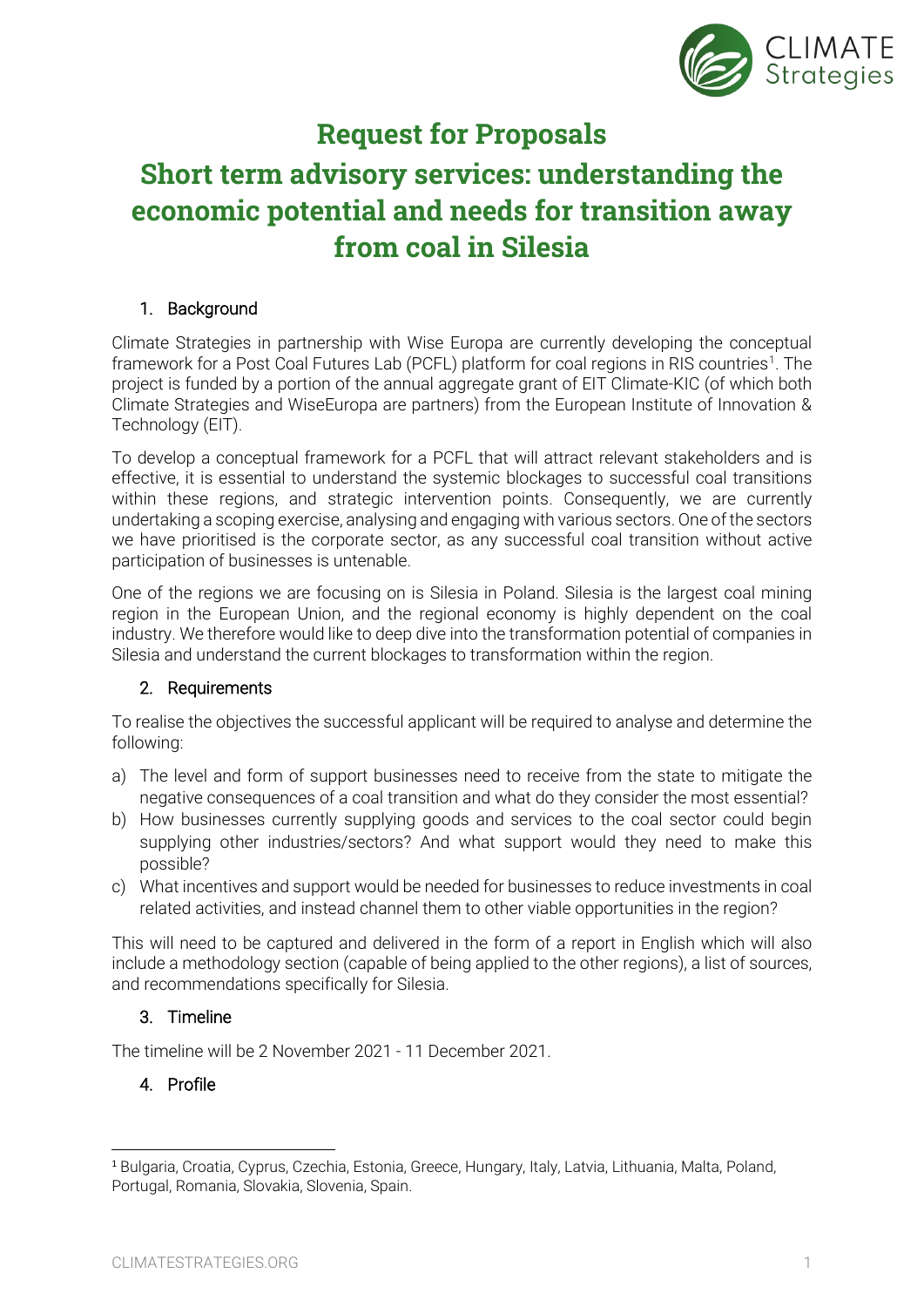Climate Strategies

# Request for Proposals

# Short term advisory services: understanding the economic potential and needs for transition away from coal in Silesia

## 1. Background

Climate Strategies in partnership with Wise Europa are currently developing the conceptual framework for a Post Coal Futures Lab (PCFL) platform for coal regions in RIS countries[1]. The project is funded by a portion of the annual aggregate grant of EIT Climate-KIC (of which both Climate Strategies and WiseEuropa are partners) from the European Institute of Innovation & Technology (EIT).

To develop a conceptual framework for a PCFL that will attract relevant stakeholders and is effective, it is essential to understand the systemic blockages to successful coal transitions within these regions, and strategic intervention points. Consequently, we are currently undertaking a scoping exercise, analysing and engaging with various sectors. One of the sectors we have prioritised is the corporate sector, as any successful coal transition without active participation of businesses is untenable.

One of the regions we are focusing on is Silesia in Poland. Silesia is the largest coal mining region in the European Union, and the regional economy is highly dependent on the coal industry. We therefore would like to deep dive into the transformation potential of companies in Silesia and understand the current blockages to transformation within the region.

## 2. Requirements

To realise the objectives the successful applicant will be required to analyse and determine the following:

a) The level and form of support businesses need to receive from the state to mitigate the negative consequences of a coal transition and what do they consider the most essential?

b) How businesses currently supplying goods and services to the coal sector could begin supplying other industries/sectors? And what support would they need to make this possible?

c) What incentives and support would be needed for businesses to reduce investments in coal related activities, and instead channel them to other viable opportunities in the region?

This will need to be captured and delivered in the form of a report in English which will also include a methodology section (capable of being applied to the other regions), a list of sources, and recommendations specifically for Silesia.

## 3. Timeline

The timeline will be 2 November 2021 - 11 December 2021.

## 4. Profile

---

[1] Bulgaria, Croatia, Cyprus, Czechia, Estonia, Greece, Hungary, Italy, Latvia, Lithuania, Malta, Poland, Portugal, Romania, Slovakia, Slovenia, Spain.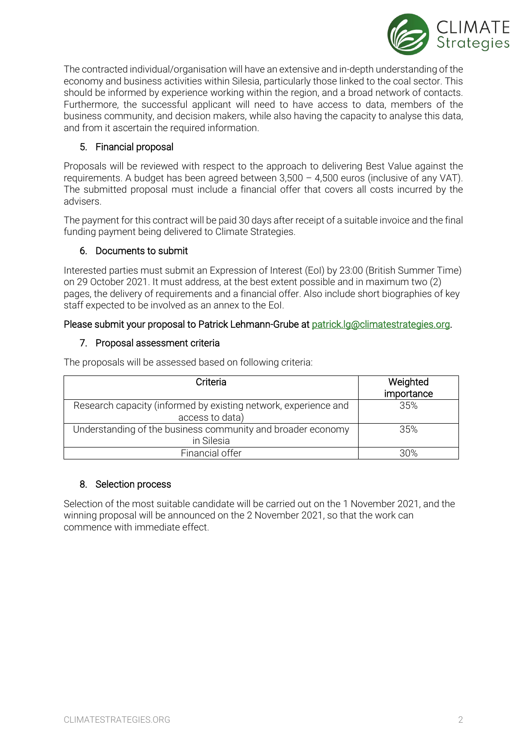The contracted individual/organisation will have an extensive and in-depth understanding of the economy and business activities within Silesia, particularly those linked to the coal sector. This should be informed by experience working within the region, and a broad network of contacts. Furthermore, the successful applicant will need to have access to data, members of the business community, and decision makers, while also having the capacity to analyse this data, and from it ascertain the required information.

## 5. Financial proposal

Proposals will be reviewed with respect to the approach to delivering Best Value against the requirements. A budget has been agreed between 3,500 – 4,500 euros (inclusive of any VAT). The submitted proposal must include a financial offer that covers all costs incurred by the advisers.

The payment for this contract will be paid 30 days after receipt of a suitable invoice and the final funding payment being delivered to Climate Strategies.

## 6. Documents to submit

Interested parties must submit an Expression of Interest (EoI) by 23:00 (British Summer Time) on 29 October 2021. It must address, at the best extent possible and in maximum two (2) pages, the delivery of requirements and a financial offer. Also include short biographies of key staff expected to be involved as an annex to the EoI.

Please submit your proposal to Patrick Lehmann-Grube at patrick.lg@climatestrategies.org.

## 7. Proposal assessment criteria

The proposals will be assessed based on following criteria:

| Criteria | Weighted importance |
|---|---|
| Research capacity (informed by existing network, experience and access to data) | 35% |
| Understanding of the business community and broader economy in Silesia | 35% |
| Financial offer | 30% |

## 8. Selection process

Selection of the most suitable candidate will be carried out on the 1 November 2021, and the winning proposal will be announced on the 2 November 2021, so that the work can commence with immediate effect.